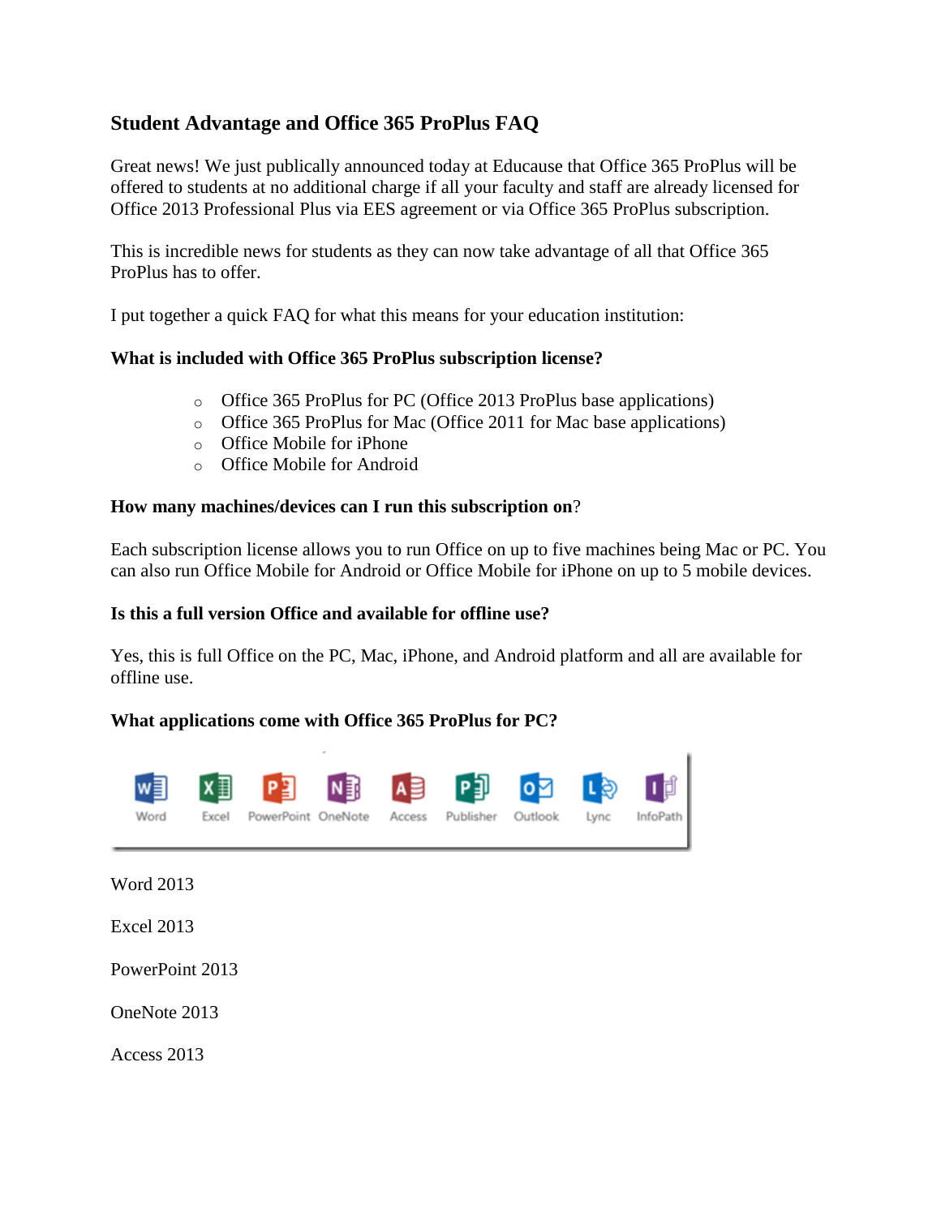## Student Advantage and Office 365 ProPlus FAQ

Great news! We just publically announced today at Educause that Office 365 ProPlus will be offered to students at no additional charge if all your faculty and staff are already licensed for Office 2013 Professional Plus via EES agreement or via Office 365 ProPlus subscription.

This is incredible news for students as they can now take advantage of all that Office 365 ProPlus has to offer.

I put together a quick FAQ for what this means for your education institution:

**What is included with Office 365 ProPlus subscription license?**

- Office 365 ProPlus for PC (Office 2013 ProPlus base applications)
- Office 365 ProPlus for Mac (Office 2011 for Mac base applications)
- Office Mobile for iPhone
- Office Mobile for Android

**How many machines/devices can I run this subscription on**?

Each subscription license allows you to run Office on up to five machines being Mac or PC. You can also run Office Mobile for Android or Office Mobile for iPhone on up to 5 mobile devices.

**Is this a full version Office and available for offline use?**

Yes, this is full Office on the PC, Mac, iPhone, and Android platform and all are available for offline use.

**What applications come with Office 365 ProPlus for PC?**

Word Excel PowerPoint OneNote Access Publisher Outlook Lync InfoPath

Word 2013

Excel 2013

PowerPoint 2013

OneNote 2013

Access 2013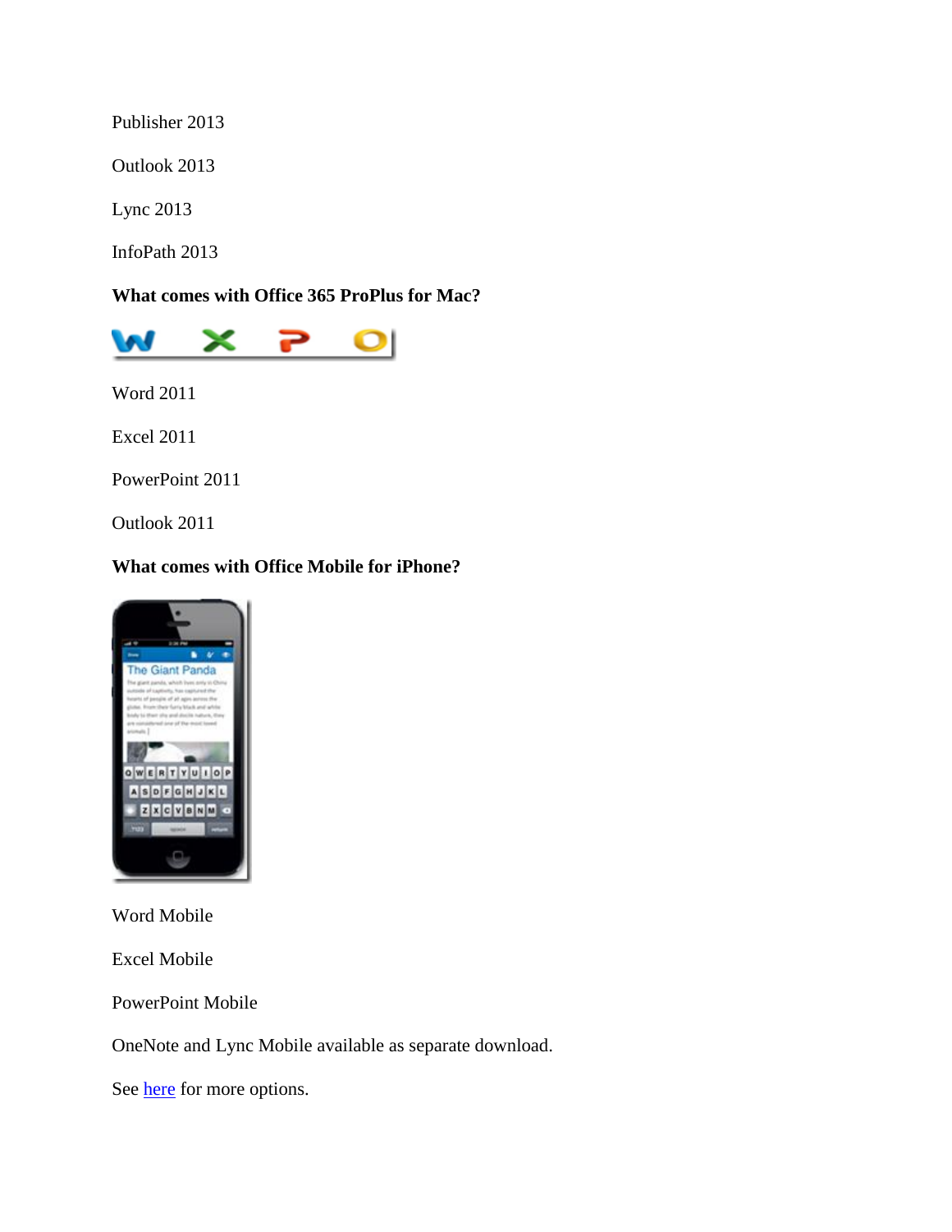Publisher 2013

Outlook 2013

Lync 2013

InfoPath 2013

**What comes with Office 365 ProPlus for Mac?**

Word 2011

Excel 2011

PowerPoint 2011

Outlook 2011

**What comes with Office Mobile for iPhone?**

Word Mobile

Excel Mobile

PowerPoint Mobile

OneNote and Lync Mobile available as separate download.

See here for more options.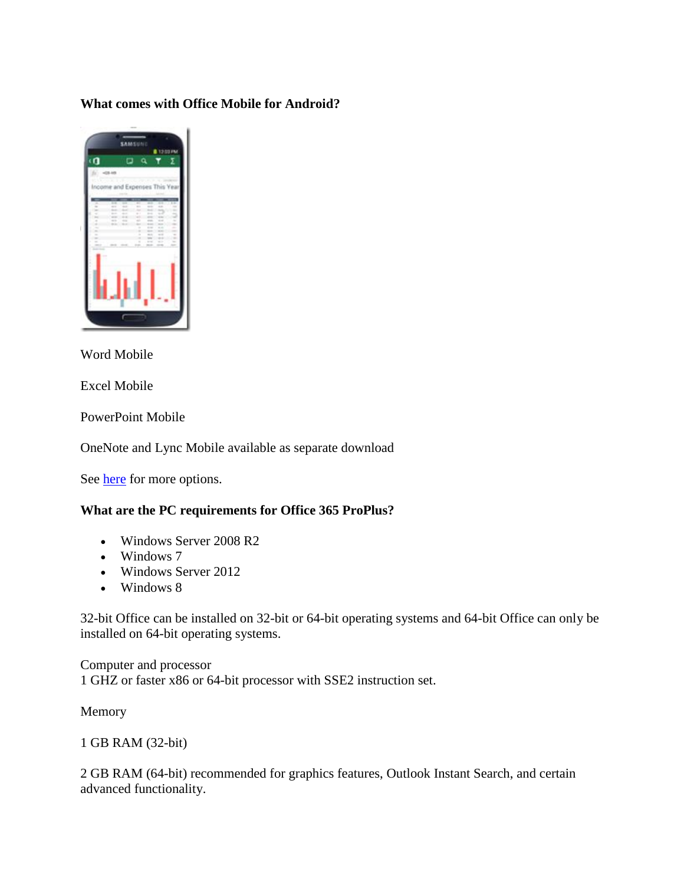**What comes with Office Mobile for Android?**

Word Mobile

Excel Mobile

PowerPoint Mobile

OneNote and Lync Mobile available as separate download

See here for more options.

**What are the PC requirements for Office 365 ProPlus?**

- Windows Server 2008 R2
- Windows 7
- Windows Server 2012
- Windows 8

32-bit Office can be installed on 32-bit or 64-bit operating systems and 64-bit Office can only be installed on 64-bit operating systems.

Computer and processor
1 GHZ or faster x86 or 64-bit processor with SSE2 instruction set.

Memory

1 GB RAM (32-bit)

2 GB RAM (64-bit) recommended for graphics features, Outlook Instant Search, and certain advanced functionality.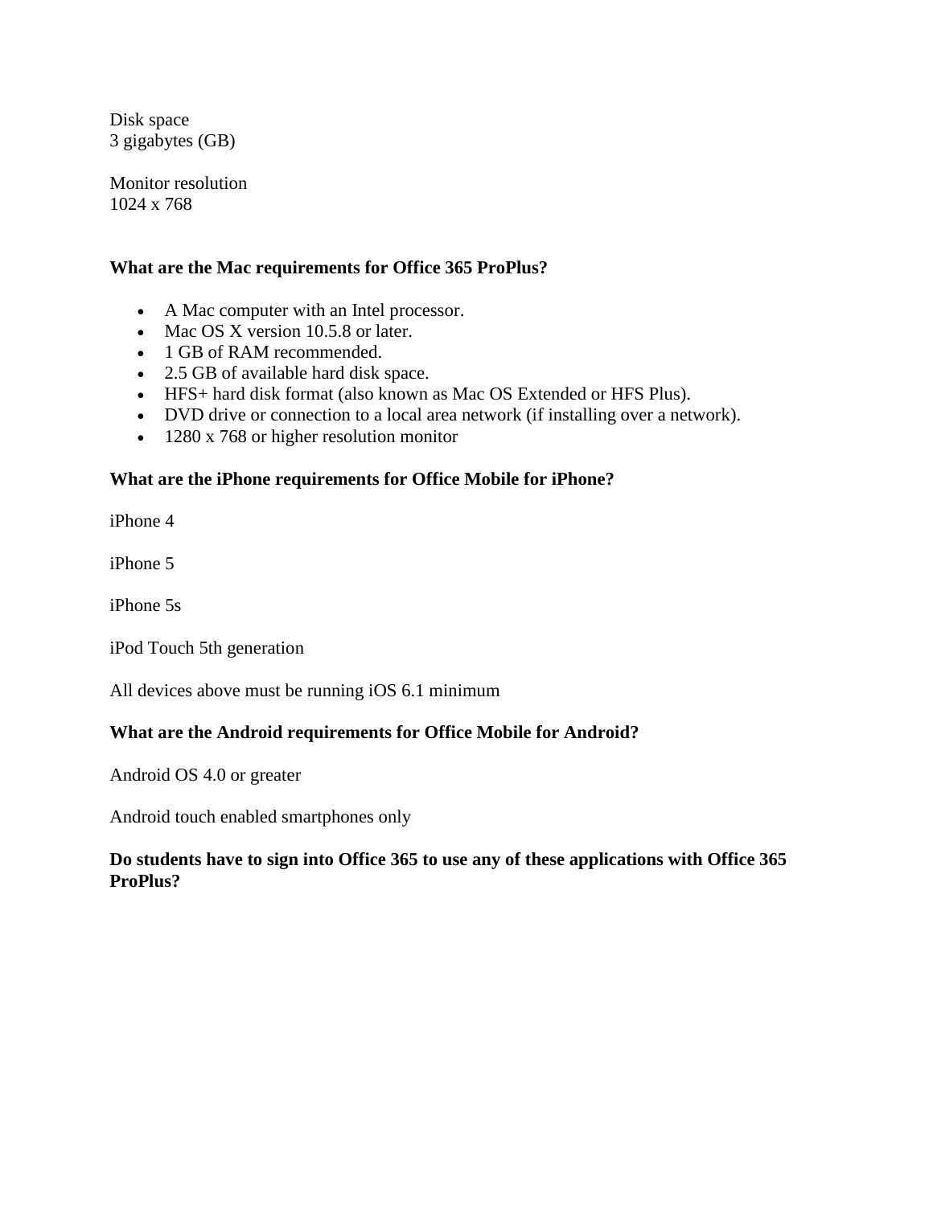Disk space
3 gigabytes (GB)

Monitor resolution
1024 x 768

**What are the Mac requirements for Office 365 ProPlus?**

- A Mac computer with an Intel processor.
- Mac OS X version 10.5.8 or later.
- 1 GB of RAM recommended.
- 2.5 GB of available hard disk space.
- HFS+ hard disk format (also known as Mac OS Extended or HFS Plus).
- DVD drive or connection to a local area network (if installing over a network).
- 1280 x 768 or higher resolution monitor

**What are the iPhone requirements for Office Mobile for iPhone?**

iPhone 4

iPhone 5

iPhone 5s

iPod Touch 5th generation

All devices above must be running iOS 6.1 minimum

**What are the Android requirements for Office Mobile for Android?**

Android OS 4.0 or greater

Android touch enabled smartphones only

**Do students have to sign into Office 365 to use any of these applications with Office 365 ProPlus?**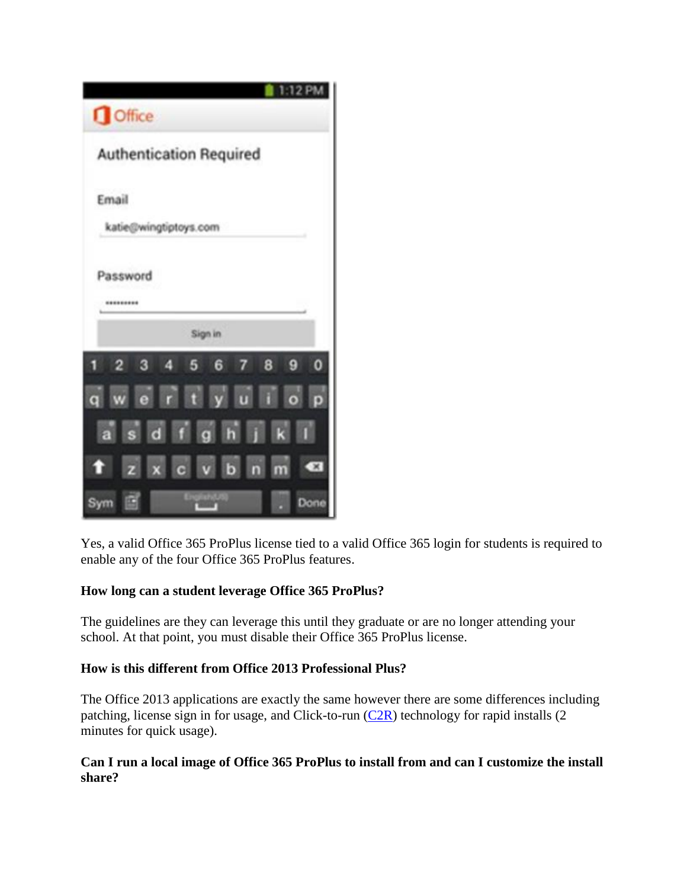Yes, a valid Office 365 ProPlus license tied to a valid Office 365 login for students is required to enable any of the four Office 365 ProPlus features.

**How long can a student leverage Office 365 ProPlus?**

The guidelines are they can leverage this until they graduate or are no longer attending your school. At that point, you must disable their Office 365 ProPlus license.

**How is this different from Office 2013 Professional Plus?**

The Office 2013 applications are exactly the same however there are some differences including patching, license sign in for usage, and Click-to-run (C2R) technology for rapid installs (2 minutes for quick usage).

**Can I run a local image of Office 365 ProPlus to install from and can I customize the install share?**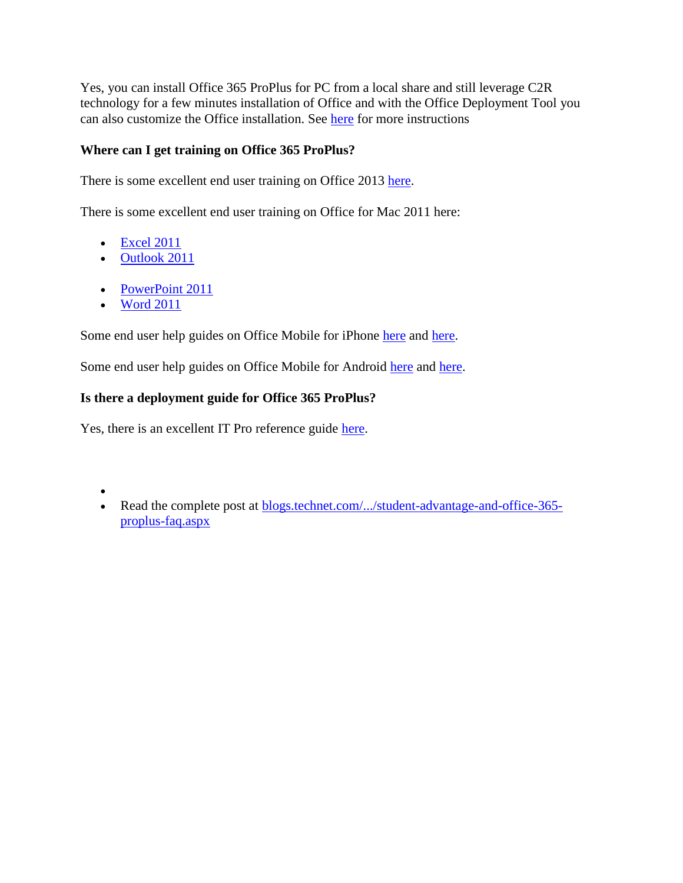Yes, you can install Office 365 ProPlus for PC from a local share and still leverage C2R technology for a few minutes installation of Office and with the Office Deployment Tool you can also customize the Office installation. See here for more instructions

**Where can I get training on Office 365 ProPlus?**

There is some excellent end user training on Office 2013 here.

There is some excellent end user training on Office for Mac 2011 here:

- Excel 2011
- Outlook 2011
- PowerPoint 2011
- Word 2011

Some end user help guides on Office Mobile for iPhone here and here.

Some end user help guides on Office Mobile for Android here and here.

**Is there a deployment guide for Office 365 ProPlus?**

Yes, there is an excellent IT Pro reference guide here.

- Read the complete post at blogs.technet.com/.../student-advantage-and-office-365-proplus-faq.aspx